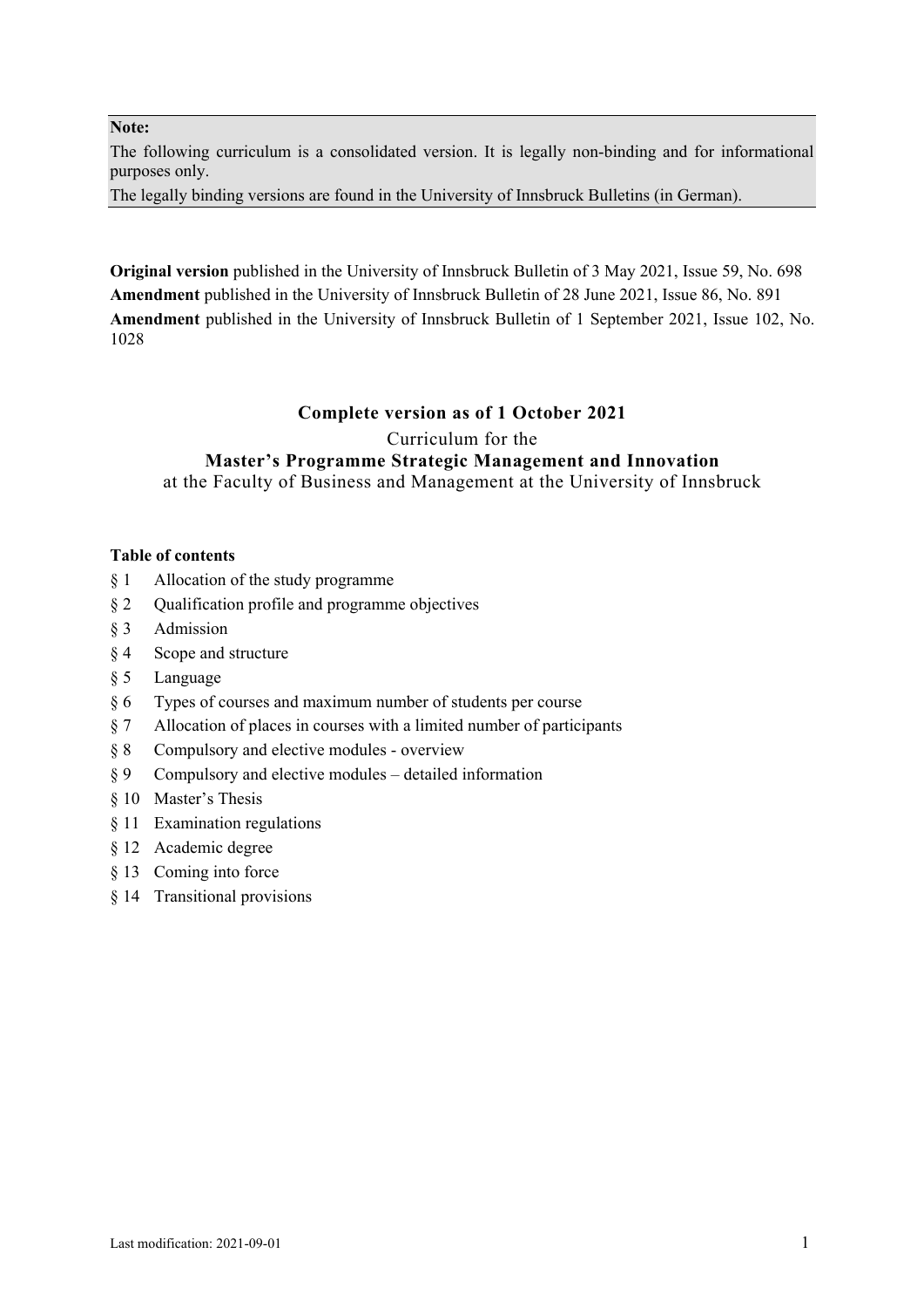**Note:**
The following curriculum is a consolidated version. It is legally non-binding and for informational purposes only.
The legally binding versions are found in the University of Innsbruck Bulletins (in German).

**Original version** published in the University of Innsbruck Bulletin of 3 May 2021, Issue 59, No. 698
**Amendment** published in the University of Innsbruck Bulletin of 28 June 2021, Issue 86, No. 891
**Amendment** published in the University of Innsbruck Bulletin of 1 September 2021, Issue 102, No. 1028

**Complete version as of 1 October 2021**

Curriculum for the

# Master's Programme Strategic Management and Innovation

at the Faculty of Business and Management at the University of Innsbruck

**Table of contents**

§ 1 Allocation of the study programme
§ 2 Qualification profile and programme objectives
§ 3 Admission
§ 4 Scope and structure
§ 5 Language
§ 6 Types of courses and maximum number of students per course
§ 7 Allocation of places in courses with a limited number of participants
§ 8 Compulsory and elective modules - overview
§ 9 Compulsory and elective modules – detailed information
§ 10 Master's Thesis
§ 11 Examination regulations
§ 12 Academic degree
§ 13 Coming into force
§ 14 Transitional provisions

Last modification: 2021-09-01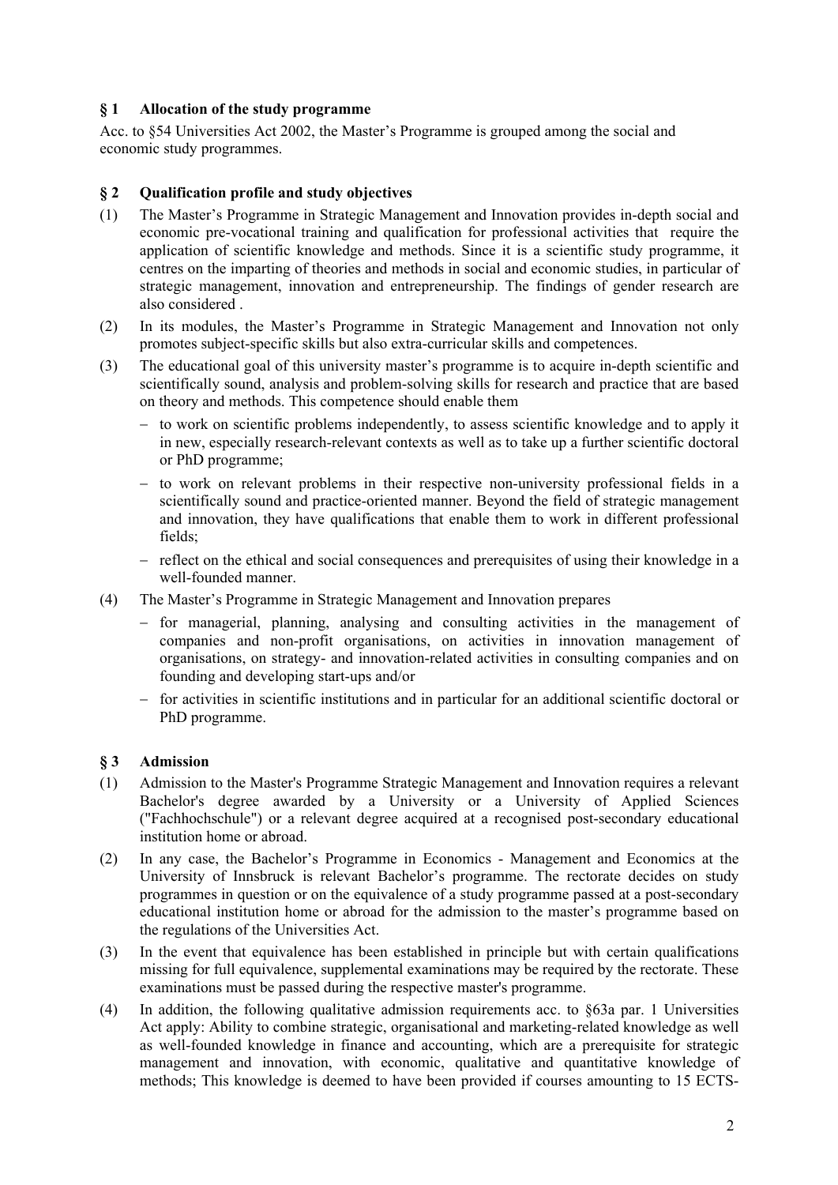## § 1 Allocation of the study programme

Acc. to §54 Universities Act 2002, the Master's Programme is grouped among the social and economic study programmes.

## § 2 Qualification profile and study objectives

(1) The Master's Programme in Strategic Management and Innovation provides in-depth social and economic pre-vocational training and qualification for professional activities that require the application of scientific knowledge and methods. Since it is a scientific study programme, it centres on the imparting of theories and methods in social and economic studies, in particular of strategic management, innovation and entrepreneurship. The findings of gender research are also considered .

(2) In its modules, the Master's Programme in Strategic Management and Innovation not only promotes subject-specific skills but also extra-curricular skills and competences.

(3) The educational goal of this university master's programme is to acquire in-depth scientific and scientifically sound, analysis and problem-solving skills for research and practice that are based on theory and methods. This competence should enable them

- to work on scientific problems independently, to assess scientific knowledge and to apply it in new, especially research-relevant contexts as well as to take up a further scientific doctoral or PhD programme;
- to work on relevant problems in their respective non-university professional fields in a scientifically sound and practice-oriented manner. Beyond the field of strategic management and innovation, they have qualifications that enable them to work in different professional fields;
- reflect on the ethical and social consequences and prerequisites of using their knowledge in a well-founded manner.

(4) The Master's Programme in Strategic Management and Innovation prepares

- for managerial, planning, analysing and consulting activities in the management of companies and non-profit organisations, on activities in innovation management of organisations, on strategy- and innovation-related activities in consulting companies and on founding and developing start-ups and/or
- for activities in scientific institutions and in particular for an additional scientific doctoral or PhD programme.

## § 3 Admission

(1) Admission to the Master's Programme Strategic Management and Innovation requires a relevant Bachelor's degree awarded by a University or a University of Applied Sciences ("Fachhochschule") or a relevant degree acquired at a recognised post-secondary educational institution home or abroad.

(2) In any case, the Bachelor's Programme in Economics - Management and Economics at the University of Innsbruck is relevant Bachelor's programme. The rectorate decides on study programmes in question or on the equivalence of a study programme passed at a post-secondary educational institution home or abroad for the admission to the master's programme based on the regulations of the Universities Act.

(3) In the event that equivalence has been established in principle but with certain qualifications missing for full equivalence, supplemental examinations may be required by the rectorate. These examinations must be passed during the respective master's programme.

(4) In addition, the following qualitative admission requirements acc. to §63a par. 1 Universities Act apply: Ability to combine strategic, organisational and marketing-related knowledge as well as well-founded knowledge in finance and accounting, which are a prerequisite for strategic management and innovation, with economic, qualitative and quantitative knowledge of methods; This knowledge is deemed to have been provided if courses amounting to 15 ECTS-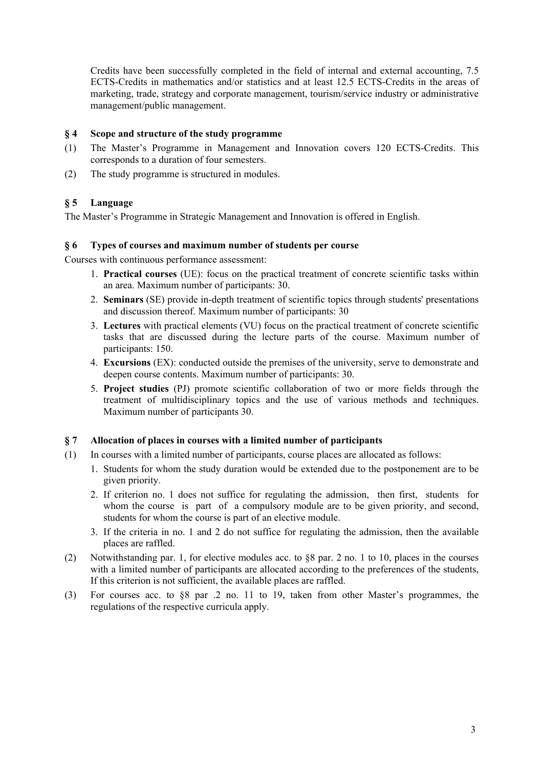Credits have been successfully completed in the field of internal and external accounting, 7.5 ECTS-Credits in mathematics and/or statistics and at least 12.5 ECTS-Credits in the areas of marketing, trade, strategy and corporate management, tourism/service industry or administrative management/public management.

## § 4 Scope and structure of the study programme

(1) The Master's Programme in Management and Innovation covers 120 ECTS-Credits. This corresponds to a duration of four semesters.

(2) The study programme is structured in modules.

## § 5 Language

The Master's Programme in Strategic Management and Innovation is offered in English.

## § 6 Types of courses and maximum number of students per course

Courses with continuous performance assessment:

1. **Practical courses** (UE): focus on the practical treatment of concrete scientific tasks within an area. Maximum number of participants: 30.
2. **Seminars** (SE) provide in-depth treatment of scientific topics through students' presentations and discussion thereof. Maximum number of participants: 30
3. **Lectures** with practical elements (VU) focus on the practical treatment of concrete scientific tasks that are discussed during the lecture parts of the course. Maximum number of participants: 150.
4. **Excursions** (EX): conducted outside the premises of the university, serve to demonstrate and deepen course contents. Maximum number of participants: 30.
5. **Project studies** (PJ) promote scientific collaboration of two or more fields through the treatment of multidisciplinary topics and the use of various methods and techniques. Maximum number of participants 30.

## § 7 Allocation of places in courses with a limited number of participants

(1) In courses with a limited number of participants, course places are allocated as follows:

1. Students for whom the study duration would be extended due to the postponement are to be given priority.
2. If criterion no. 1 does not suffice for regulating the admission, then first, students for whom the course is part of a compulsory module are to be given priority, and second, students for whom the course is part of an elective module.
3. If the criteria in no. 1 and 2 do not suffice for regulating the admission, then the available places are raffled.

(2) Notwithstanding par. 1, for elective modules acc. to §8 par. 2 no. 1 to 10, places in the courses with a limited number of participants are allocated according to the preferences of the students, If this criterion is not sufficient, the available places are raffled.

(3) For courses acc. to §8 par .2 no. 11 to 19, taken from other Master's programmes, the regulations of the respective curricula apply.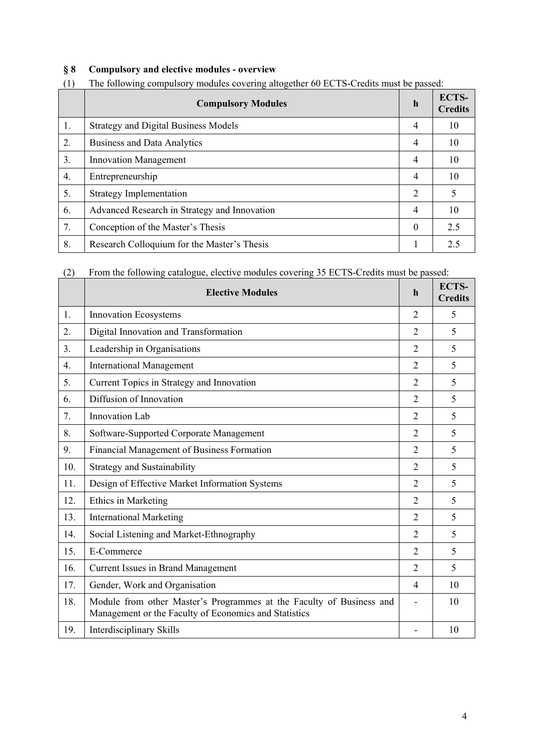### § 8 Compulsory and elective modules - overview

(1) The following compulsory modules covering altogether 60 ECTS-Credits must be passed:

| | Compulsory Modules | h | ECTS-Credits |
|---|---|---|---|
| 1. | Strategy and Digital Business Models | 4 | 10 |
| 2. | Business and Data Analytics | 4 | 10 |
| 3. | Innovation Management | 4 | 10 |
| 4. | Entrepreneurship | 4 | 10 |
| 5. | Strategy Implementation | 2 | 5 |
| 6. | Advanced Research in Strategy and Innovation | 4 | 10 |
| 7. | Conception of the Master's Thesis | 0 | 2.5 |
| 8. | Research Colloquium for the Master's Thesis | 1 | 2.5 |

(2) From the following catalogue, elective modules covering 35 ECTS-Credits must be passed:

| | Elective Modules | h | ECTS-Credits |
|---|---|---|---|
| 1. | Innovation Ecosystems | 2 | 5 |
| 2. | Digital Innovation and Transformation | 2 | 5 |
| 3. | Leadership in Organisations | 2 | 5 |
| 4. | International Management | 2 | 5 |
| 5. | Current Topics in Strategy and Innovation | 2 | 5 |
| 6. | Diffusion of Innovation | 2 | 5 |
| 7. | Innovation Lab | 2 | 5 |
| 8. | Software-Supported Corporate Management | 2 | 5 |
| 9. | Financial Management of Business Formation | 2 | 5 |
| 10. | Strategy and Sustainability | 2 | 5 |
| 11. | Design of Effective Market Information Systems | 2 | 5 |
| 12. | Ethics in Marketing | 2 | 5 |
| 13. | International Marketing | 2 | 5 |
| 14. | Social Listening and Market-Ethnography | 2 | 5 |
| 15. | E-Commerce | 2 | 5 |
| 16. | Current Issues in Brand Management | 2 | 5 |
| 17. | Gender, Work and Organisation | 4 | 10 |
| 18. | Module from other Master's Programmes at the Faculty of Business and Management or the Faculty of Economics and Statistics | - | 10 |
| 19. | Interdisciplinary Skills | - | 10 |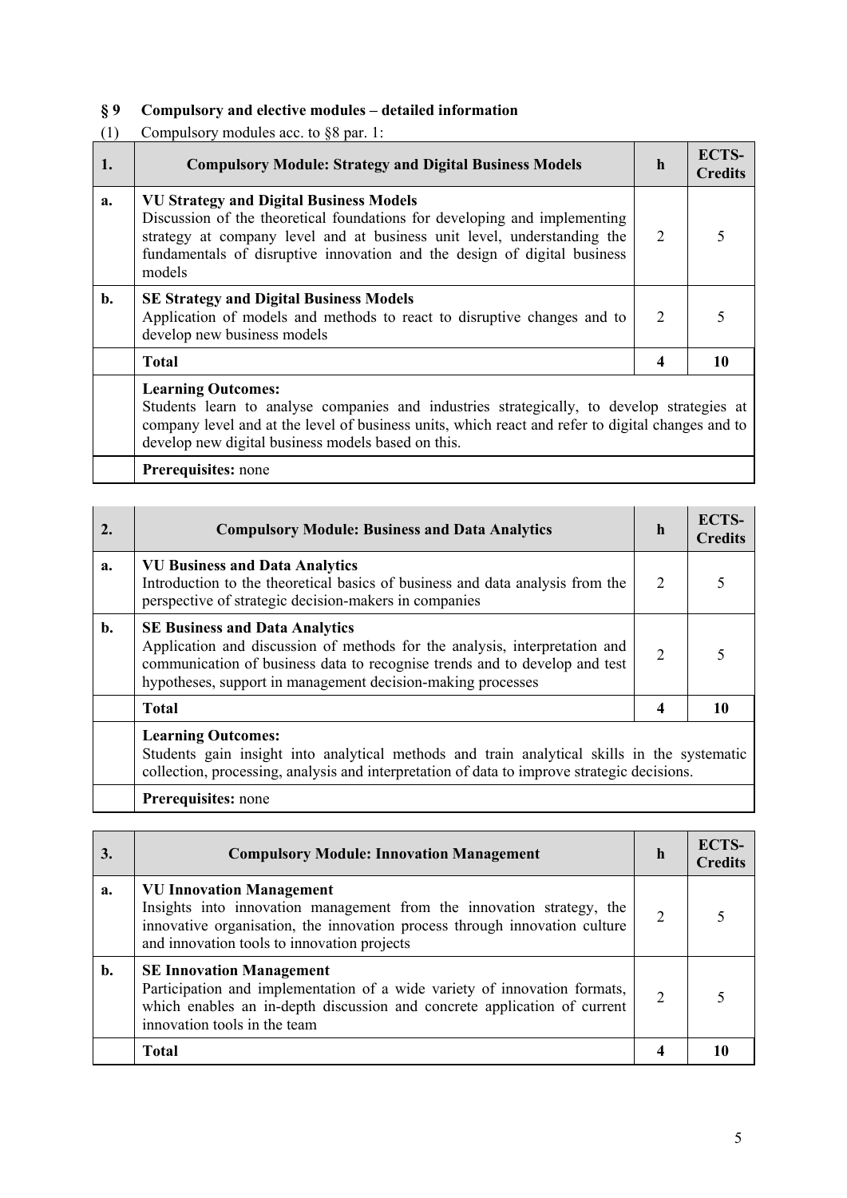## § 9 Compulsory and elective modules – detailed information

(1) Compulsory modules acc. to §8 par. 1:

| 1. | **Compulsory Module: Strategy and Digital Business Models** | h | ECTS-Credits |
|---|---|---|---|
| a. | **VU Strategy and Digital Business Models**<br>Discussion of the theoretical foundations for developing and implementing strategy at company level and at business unit level, understanding the fundamentals of disruptive innovation and the design of digital business models | 2 | 5 |
| b. | **SE Strategy and Digital Business Models**<br>Application of models and methods to react to disruptive changes and to develop new business models | 2 | 5 |
| | **Total** | **4** | **10** |
| | **Learning Outcomes:**<br>Students learn to analyse companies and industries strategically, to develop strategies at company level and at the level of business units, which react and refer to digital changes and to develop new digital business models based on this. | | |
| | **Prerequisites:** none | | |

| 2. | **Compulsory Module: Business and Data Analytics** | h | ECTS-Credits |
|---|---|---|---|
| a. | **VU Business and Data Analytics**<br>Introduction to the theoretical basics of business and data analysis from the perspective of strategic decision-makers in companies | 2 | 5 |
| b. | **SE Business and Data Analytics**<br>Application and discussion of methods for the analysis, interpretation and communication of business data to recognise trends and to develop and test hypotheses, support in management decision-making processes | 2 | 5 |
| | **Total** | **4** | **10** |
| | **Learning Outcomes:**<br>Students gain insight into analytical methods and train analytical skills in the systematic collection, processing, analysis and interpretation of data to improve strategic decisions. | | |
| | **Prerequisites:** none | | |

| 3. | **Compulsory Module: Innovation Management** | h | ECTS-Credits |
|---|---|---|---|
| a. | **VU Innovation Management**<br>Insights into innovation management from the innovation strategy, the innovative organisation, the innovation process through innovation culture and innovation tools to innovation projects | 2 | 5 |
| b. | **SE Innovation Management**<br>Participation and implementation of a wide variety of innovation formats, which enables an in-depth discussion and concrete application of current innovation tools in the team | 2 | 5 |
| | **Total** | **4** | **10** |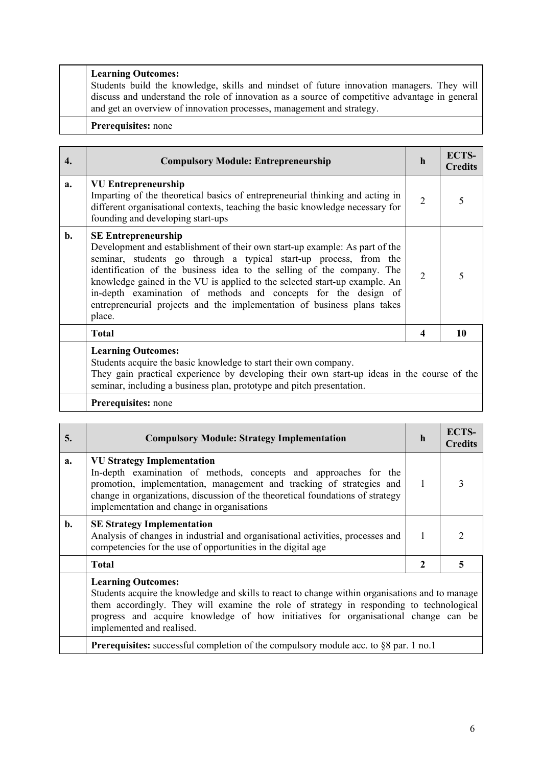| | | | |
|---|---|---|---|
| | **Learning Outcomes:** Students build the knowledge, skills and mindset of future innovation managers. They will discuss and understand the role of innovation as a source of competitive advantage in general and get an overview of innovation processes, management and strategy. | | |
| | **Prerequisites:** none | | |

| **4.** | **Compulsory Module: Entrepreneurship** | **h** | **ECTS-Credits** |
|---|---|---|---|
| **a.** | **VU Entrepreneurship** Imparting of the theoretical basics of entrepreneurial thinking and acting in different organisational contexts, teaching the basic knowledge necessary for founding and developing start-ups | 2 | 5 |
| **b.** | **SE Entrepreneurship** Development and establishment of their own start-up example: As part of the seminar, students go through a typical start-up process, from the identification of the business idea to the selling of the company. The knowledge gained in the VU is applied to the selected start-up example. An in-depth examination of methods and concepts for the design of entrepreneurial projects and the implementation of business plans takes place. | 2 | 5 |
| | **Total** | **4** | **10** |
| | **Learning Outcomes:** Students acquire the basic knowledge to start their own company. They gain practical experience by developing their own start-up ideas in the course of the seminar, including a business plan, prototype and pitch presentation. | | |
| | **Prerequisites:** none | | |

| **5.** | **Compulsory Module: Strategy Implementation** | **h** | **ECTS-Credits** |
|---|---|---|---|
| **a.** | **VU Strategy Implementation** In-depth examination of methods, concepts and approaches for the promotion, implementation, management and tracking of strategies and change in organizations, discussion of the theoretical foundations of strategy implementation and change in organisations | 1 | 3 |
| **b.** | **SE Strategy Implementation** Analysis of changes in industrial and organisational activities, processes and competencies for the use of opportunities in the digital age | 1 | 2 |
| | **Total** | **2** | **5** |
| | **Learning Outcomes:** Students acquire the knowledge and skills to react to change within organisations and to manage them accordingly. They will examine the role of strategy in responding to technological progress and acquire knowledge of how initiatives for organisational change can be implemented and realised. | | |
| | **Prerequisites:** successful completion of the compulsory module acc. to §8 par. 1 no.1 | | |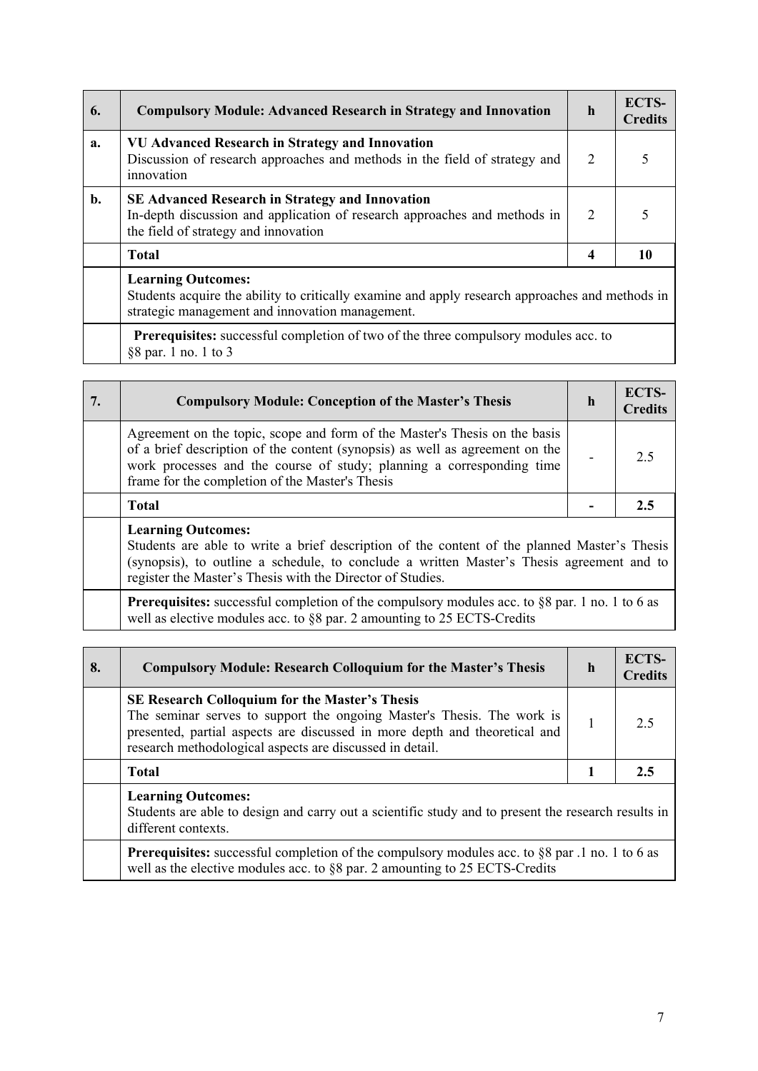| 6. | Compulsory Module: Advanced Research in Strategy and Innovation | h | ECTS-Credits |
|---|---|---|---|
| a. | **VU Advanced Research in Strategy and Innovation**<br>Discussion of research approaches and methods in the field of strategy and innovation | 2 | 5 |
| b. | **SE Advanced Research in Strategy and Innovation**<br>In-depth discussion and application of research approaches and methods in the field of strategy and innovation | 2 | 5 |
| | **Total** | **4** | **10** |
| | **Learning Outcomes:**<br>Students acquire the ability to critically examine and apply research approaches and methods in strategic management and innovation management. | | |
| | **Prerequisites:** successful completion of two of the three compulsory modules acc. to §8 par. 1 no. 1 to 3 | | |

| 7. | Compulsory Module: Conception of the Master's Thesis | h | ECTS-Credits |
|---|---|---|---|
| | Agreement on the topic, scope and form of the Master's Thesis on the basis of a brief description of the content (synopsis) as well as agreement on the work processes and the course of study; planning a corresponding time frame for the completion of the Master's Thesis | - | 2.5 |
| | **Total** | **-** | **2.5** |
| | **Learning Outcomes:**<br>Students are able to write a brief description of the content of the planned Master's Thesis (synopsis), to outline a schedule, to conclude a written Master's Thesis agreement and to register the Master's Thesis with the Director of Studies. | | |
| | **Prerequisites:** successful completion of the compulsory modules acc. to §8 par. 1 no. 1 to 6 as well as elective modules acc. to §8 par. 2 amounting to 25 ECTS-Credits | | |

| 8. | Compulsory Module: Research Colloquium for the Master's Thesis | h | ECTS-Credits |
|---|---|---|---|
| | **SE Research Colloquium for the Master's Thesis**<br>The seminar serves to support the ongoing Master's Thesis. The work is presented, partial aspects are discussed in more depth and theoretical and research methodological aspects are discussed in detail. | 1 | 2.5 |
| | **Total** | **1** | **2.5** |
| | **Learning Outcomes:**<br>Students are able to design and carry out a scientific study and to present the research results in different contexts. | | |
| | **Prerequisites:** successful completion of the compulsory modules acc. to §8 par .1 no. 1 to 6 as well as the elective modules acc. to §8 par. 2 amounting to 25 ECTS-Credits | | |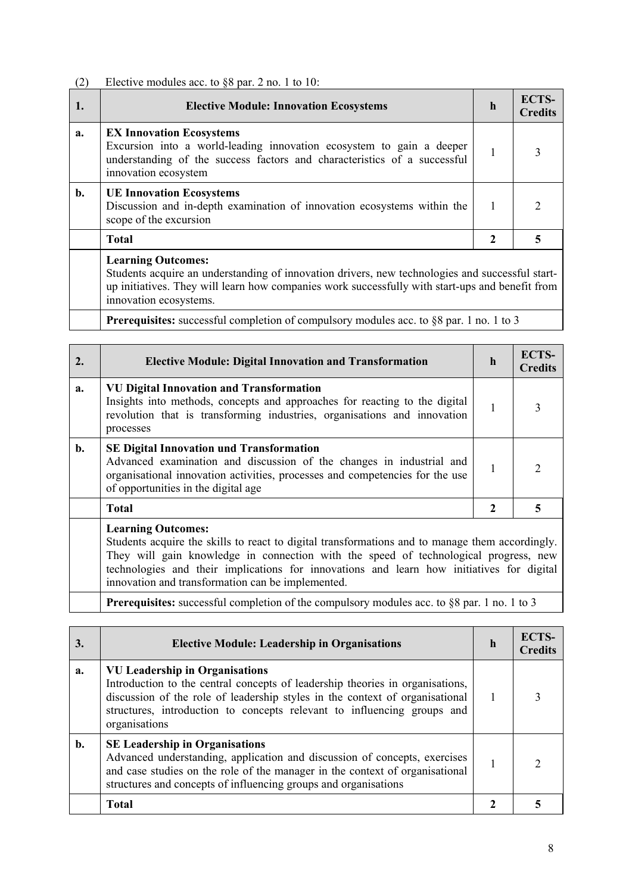(2) Elective modules acc. to §8 par. 2 no. 1 to 10:

| 1. | Elective Module: Innovation Ecosystems | h | ECTS-Credits |
|---|---|---|---|
| a. | **EX Innovation Ecosystems**<br>Excursion into a world-leading innovation ecosystem to gain a deeper understanding of the success factors and characteristics of a successful innovation ecosystem | 1 | 3 |
| b. | **UE Innovation Ecosystems**<br>Discussion and in-depth examination of innovation ecosystems within the scope of the excursion | 1 | 2 |
| | **Total** | **2** | **5** |
| | **Learning Outcomes:**<br>Students acquire an understanding of innovation drivers, new technologies and successful start-up initiatives. They will learn how companies work successfully with start-ups and benefit from innovation ecosystems. | | |
| | **Prerequisites:** successful completion of compulsory modules acc. to §8 par. 1 no. 1 to 3 | | |

| 2. | Elective Module: Digital Innovation and Transformation | h | ECTS-Credits |
|---|---|---|---|
| a. | **VU Digital Innovation and Transformation**<br>Insights into methods, concepts and approaches for reacting to the digital revolution that is transforming industries, organisations and innovation processes | 1 | 3 |
| b. | **SE Digital Innovation und Transformation**<br>Advanced examination and discussion of the changes in industrial and organisational innovation activities, processes and competencies for the use of opportunities in the digital age | 1 | 2 |
| | **Total** | **2** | **5** |
| | **Learning Outcomes:**<br>Students acquire the skills to react to digital transformations and to manage them accordingly. They will gain knowledge in connection with the speed of technological progress, new technologies and their implications for innovations and learn how initiatives for digital innovation and transformation can be implemented. | | |
| | **Prerequisites:** successful completion of the compulsory modules acc. to §8 par. 1 no. 1 to 3 | | |

| 3. | Elective Module: Leadership in Organisations | h | ECTS-Credits |
|---|---|---|---|
| a. | **VU Leadership in Organisations**<br>Introduction to the central concepts of leadership theories in organisations, discussion of the role of leadership styles in the context of organisational structures, introduction to concepts relevant to influencing groups and organisations | 1 | 3 |
| b. | **SE Leadership in Organisations**<br>Advanced understanding, application and discussion of concepts, exercises and case studies on the role of the manager in the context of organisational structures and concepts of influencing groups and organisations | 1 | 2 |
| | **Total** | **2** | **5** |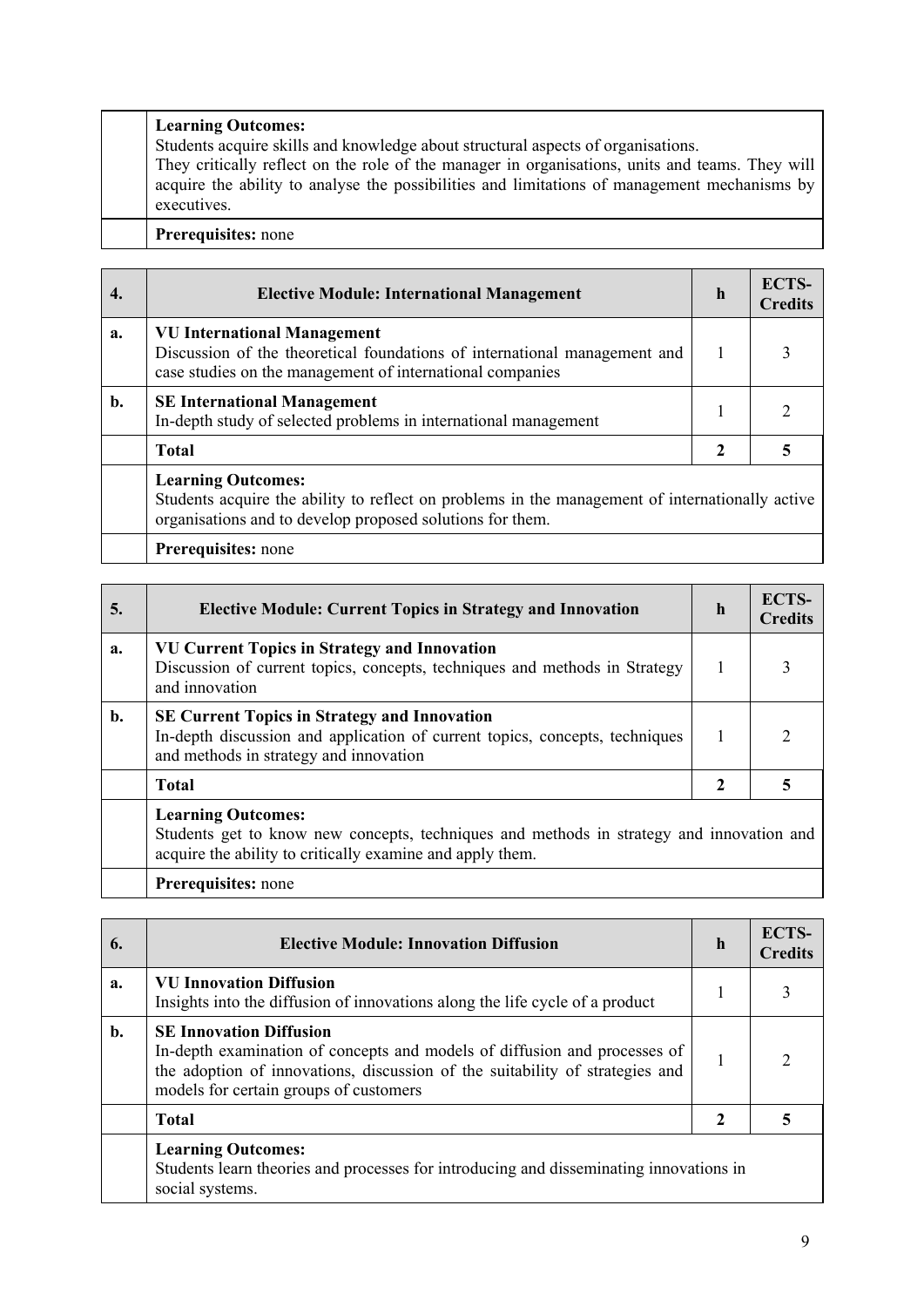| | **Learning Outcomes:** Students acquire skills and knowledge about structural aspects of organisations. They critically reflect on the role of the manager in organisations, units and teams. They will acquire the ability to analyse the possibilities and limitations of management mechanisms by executives. | | |
|---|---|---|---|
| | **Prerequisites:** none | | |

| **4.** | **Elective Module: International Management** | **h** | **ECTS-Credits** |
|---|---|---|---|
| **a.** | **VU International Management** Discussion of the theoretical foundations of international management and case studies on the management of international companies | 1 | 3 |
| **b.** | **SE International Management** In-depth study of selected problems in international management | 1 | 2 |
| | **Total** | **2** | **5** |
| | **Learning Outcomes:** Students acquire the ability to reflect on problems in the management of internationally active organisations and to develop proposed solutions for them. | | |
| | **Prerequisites:** none | | |

| **5.** | **Elective Module: Current Topics in Strategy and Innovation** | **h** | **ECTS-Credits** |
|---|---|---|---|
| **a.** | **VU Current Topics in Strategy and Innovation** Discussion of current topics, concepts, techniques and methods in Strategy and innovation | 1 | 3 |
| **b.** | **SE Current Topics in Strategy and Innovation** In-depth discussion and application of current topics, concepts, techniques and methods in strategy and innovation | 1 | 2 |
| | **Total** | **2** | **5** |
| | **Learning Outcomes:** Students get to know new concepts, techniques and methods in strategy and innovation and acquire the ability to critically examine and apply them. | | |
| | **Prerequisites:** none | | |

| **6.** | **Elective Module: Innovation Diffusion** | **h** | **ECTS-Credits** |
|---|---|---|---|
| **a.** | **VU Innovation Diffusion** Insights into the diffusion of innovations along the life cycle of a product | 1 | 3 |
| **b.** | **SE Innovation Diffusion** In-depth examination of concepts and models of diffusion and processes of the adoption of innovations, discussion of the suitability of strategies and models for certain groups of customers | 1 | 2 |
| | **Total** | **2** | **5** |
| | **Learning Outcomes:** Students learn theories and processes for introducing and disseminating innovations in social systems. | | |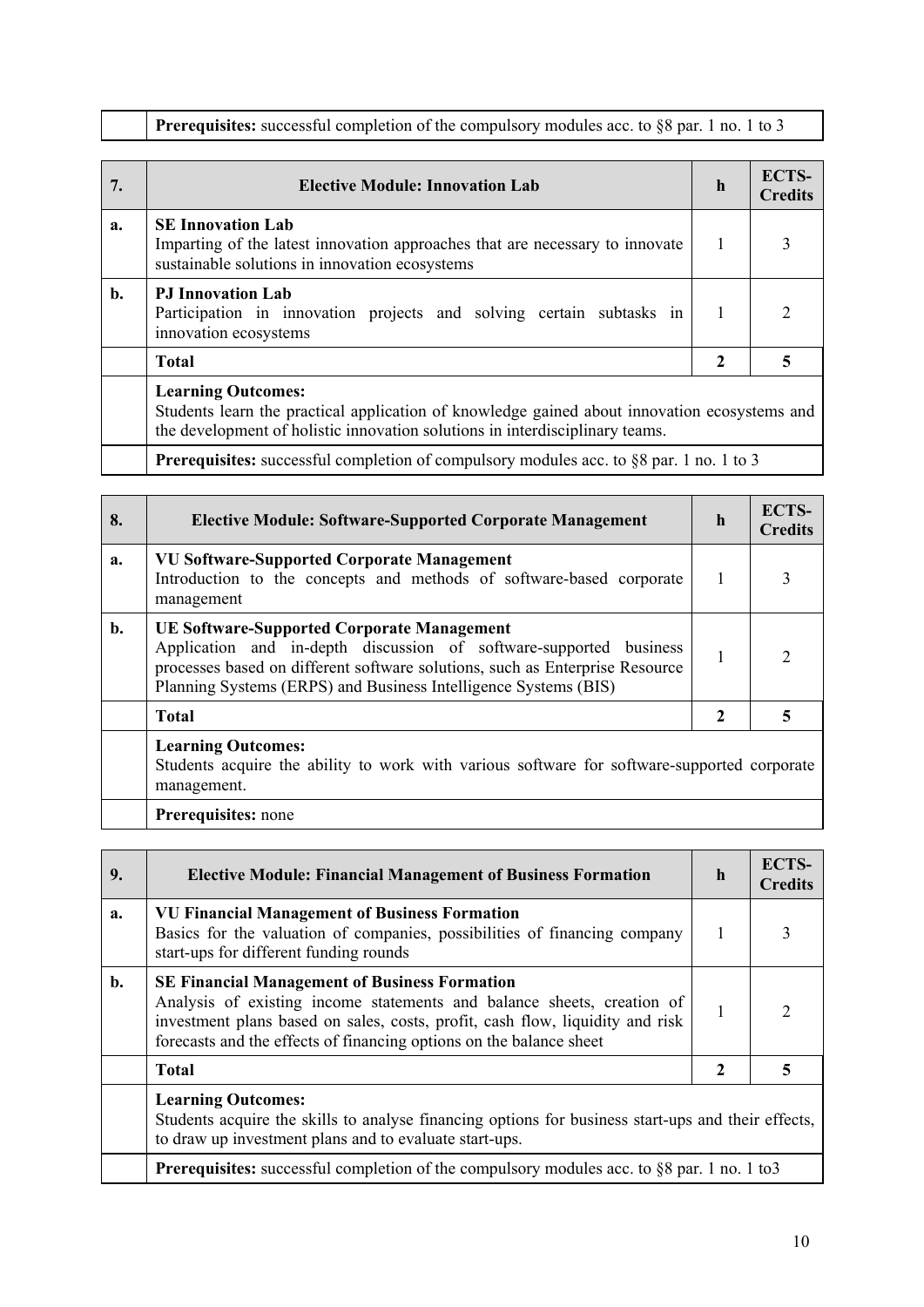| | **Prerequisites:** successful completion of the compulsory modules acc. to §8 par. 1 no. 1 to 3 | | |
|---|---|---|---|

| **7.** | **Elective Module: Innovation Lab** | **h** | **ECTS-Credits** |
|---|---|---|---|
| **a.** | **SE Innovation Lab**<br>Imparting of the latest innovation approaches that are necessary to innovate sustainable solutions in innovation ecosystems | 1 | 3 |
| **b.** | **PJ Innovation Lab**<br>Participation in innovation projects and solving certain subtasks in innovation ecosystems | 1 | 2 |
| | **Total** | **2** | **5** |
| | **Learning Outcomes:**<br>Students learn the practical application of knowledge gained about innovation ecosystems and the development of holistic innovation solutions in interdisciplinary teams. | | |
| | **Prerequisites:** successful completion of compulsory modules acc. to §8 par. 1 no. 1 to 3 | | |

| **8.** | **Elective Module: Software-Supported Corporate Management** | **h** | **ECTS-Credits** |
|---|---|---|---|
| **a.** | **VU Software-Supported Corporate Management**<br>Introduction to the concepts and methods of software-based corporate management | 1 | 3 |
| **b.** | **UE Software-Supported Corporate Management**<br>Application and in-depth discussion of software-supported business processes based on different software solutions, such as Enterprise Resource Planning Systems (ERPS) and Business Intelligence Systems (BIS) | 1 | 2 |
| | **Total** | **2** | **5** |
| | **Learning Outcomes:**<br>Students acquire the ability to work with various software for software-supported corporate management. | | |
| | **Prerequisites:** none | | |

| **9.** | **Elective Module: Financial Management of Business Formation** | **h** | **ECTS-Credits** |
|---|---|---|---|
| **a.** | **VU Financial Management of Business Formation**<br>Basics for the valuation of companies, possibilities of financing company start-ups for different funding rounds | 1 | 3 |
| **b.** | **SE Financial Management of Business Formation**<br>Analysis of existing income statements and balance sheets, creation of investment plans based on sales, costs, profit, cash flow, liquidity and risk forecasts and the effects of financing options on the balance sheet | 1 | 2 |
| | **Total** | **2** | **5** |
| | **Learning Outcomes:**<br>Students acquire the skills to analyse financing options for business start-ups and their effects, to draw up investment plans and to evaluate start-ups. | | |
| | **Prerequisites:** successful completion of the compulsory modules acc. to §8 par. 1 no. 1 to3 | | |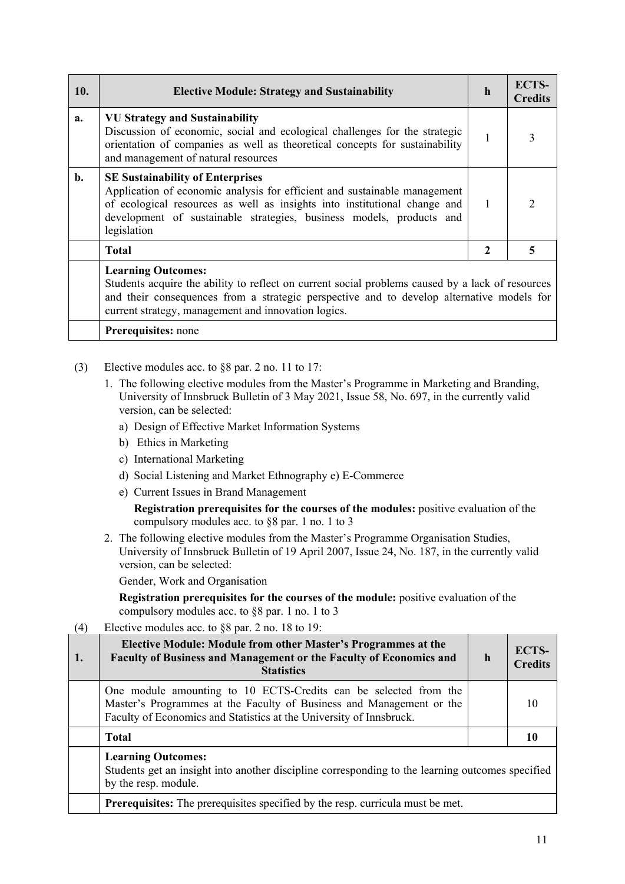| 10. | Elective Module: Strategy and Sustainability | h | ECTS-Credits |
|---|---|---|---|
| a. | **VU Strategy and Sustainability**<br>Discussion of economic, social and ecological challenges for the strategic orientation of companies as well as theoretical concepts for sustainability and management of natural resources | 1 | 3 |
| b. | **SE Sustainability of Enterprises**<br>Application of economic analysis for efficient and sustainable management of ecological resources as well as insights into institutional change and development of sustainable strategies, business models, products and legislation | 1 | 2 |
| | **Total** | **2** | **5** |
| | **Learning Outcomes:**<br>Students acquire the ability to reflect on current social problems caused by a lack of resources and their consequences from a strategic perspective and to develop alternative models for current strategy, management and innovation logics. | | |
| | **Prerequisites:** none | | |

(3) Elective modules acc. to §8 par. 2 no. 11 to 17:

1. The following elective modules from the Master's Programme in Marketing and Branding, University of Innsbruck Bulletin of 3 May 2021, Issue 58, No. 697, in the currently valid version, can be selected:
   a) Design of Effective Market Information Systems
   b) Ethics in Marketing
   c) International Marketing
   d) Social Listening and Market Ethnography e) E-Commerce
   e) Current Issues in Brand Management

   **Registration prerequisites for the courses of the modules:** positive evaluation of the compulsory modules acc. to §8 par. 1 no. 1 to 3

2. The following elective modules from the Master's Programme Organisation Studies, University of Innsbruck Bulletin of 19 April 2007, Issue 24, No. 187, in the currently valid version, can be selected:

   Gender, Work and Organisation

   **Registration prerequisites for the courses of the module:** positive evaluation of the compulsory modules acc. to §8 par. 1 no. 1 to 3

(4) Elective modules acc. to §8 par. 2 no. 18 to 19:

| 1. | Elective Module: Module from other Master's Programmes at the Faculty of Business and Management or the Faculty of Economics and Statistics | h | ECTS-Credits |
|---|---|---|---|
| | One module amounting to 10 ECTS-Credits can be selected from the Master's Programmes at the Faculty of Business and Management or the Faculty of Economics and Statistics at the University of Innsbruck. | | 10 |
| | **Total** | | **10** |
| | **Learning Outcomes:**<br>Students get an insight into another discipline corresponding to the learning outcomes specified by the resp. module. | | |
| | **Prerequisites:** The prerequisites specified by the resp. curricula must be met. | | |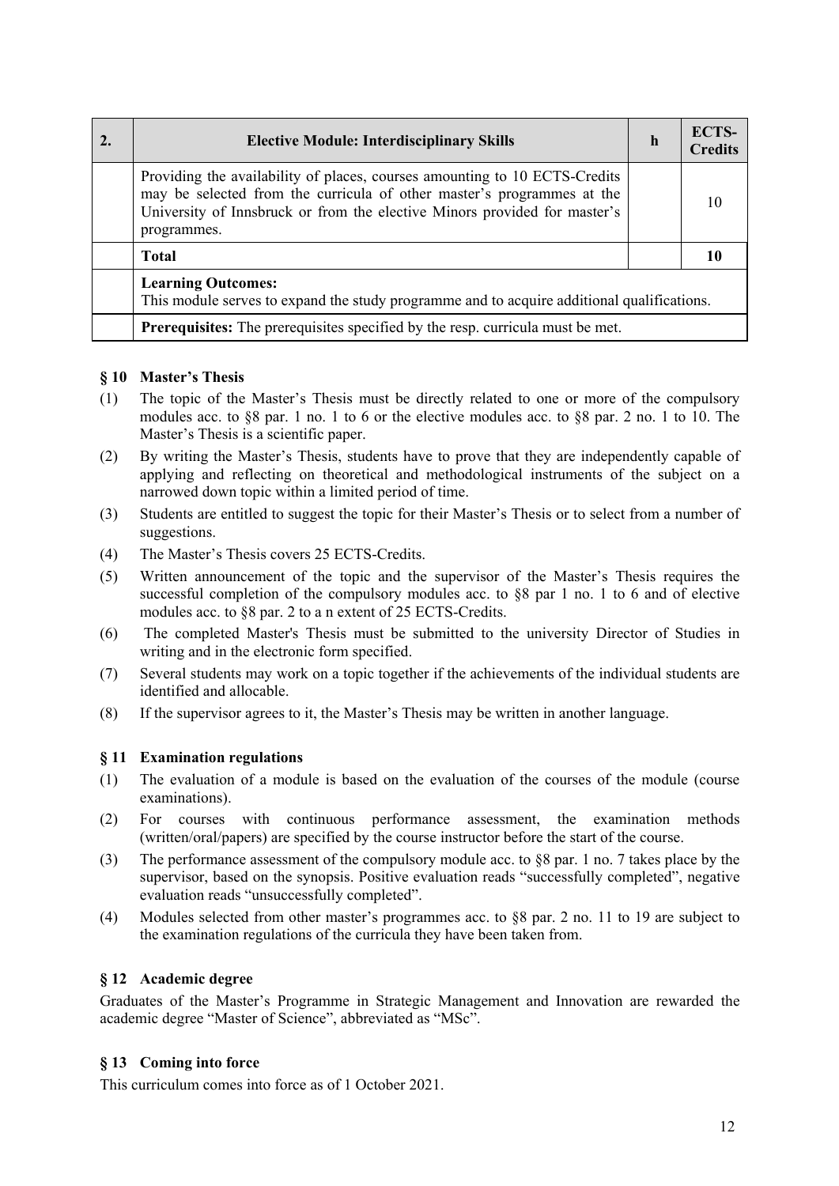| 2. | Elective Module: Interdisciplinary Skills | h | ECTS-Credits |
|---|---|---|---|
| | Providing the availability of places, courses amounting to 10 ECTS-Credits may be selected from the curricula of other master's programmes at the University of Innsbruck or from the elective Minors provided for master's programmes. | | 10 |
| | **Total** | | **10** |
| | **Learning Outcomes:** This module serves to expand the study programme and to acquire additional qualifications. | | |
| | **Prerequisites:** The prerequisites specified by the resp. curricula must be met. | | |

## § 10 Master's Thesis

(1) The topic of the Master's Thesis must be directly related to one or more of the compulsory modules acc. to §8 par. 1 no. 1 to 6 or the elective modules acc. to §8 par. 2 no. 1 to 10. The Master's Thesis is a scientific paper.

(2) By writing the Master's Thesis, students have to prove that they are independently capable of applying and reflecting on theoretical and methodological instruments of the subject on a narrowed down topic within a limited period of time.

(3) Students are entitled to suggest the topic for their Master's Thesis or to select from a number of suggestions.

(4) The Master's Thesis covers 25 ECTS-Credits.

(5) Written announcement of the topic and the supervisor of the Master's Thesis requires the successful completion of the compulsory modules acc. to §8 par 1 no. 1 to 6 and of elective modules acc. to §8 par. 2 to a n extent of 25 ECTS-Credits.

(6) The completed Master's Thesis must be submitted to the university Director of Studies in writing and in the electronic form specified.

(7) Several students may work on a topic together if the achievements of the individual students are identified and allocable.

(8) If the supervisor agrees to it, the Master's Thesis may be written in another language.

## § 11 Examination regulations

(1) The evaluation of a module is based on the evaluation of the courses of the module (course examinations).

(2) For courses with continuous performance assessment, the examination methods (written/oral/papers) are specified by the course instructor before the start of the course.

(3) The performance assessment of the compulsory module acc. to §8 par. 1 no. 7 takes place by the supervisor, based on the synopsis. Positive evaluation reads "successfully completed", negative evaluation reads "unsuccessfully completed".

(4) Modules selected from other master's programmes acc. to §8 par. 2 no. 11 to 19 are subject to the examination regulations of the curricula they have been taken from.

## § 12 Academic degree

Graduates of the Master's Programme in Strategic Management and Innovation are rewarded the academic degree "Master of Science", abbreviated as "MSc".

## § 13 Coming into force

This curriculum comes into force as of 1 October 2021.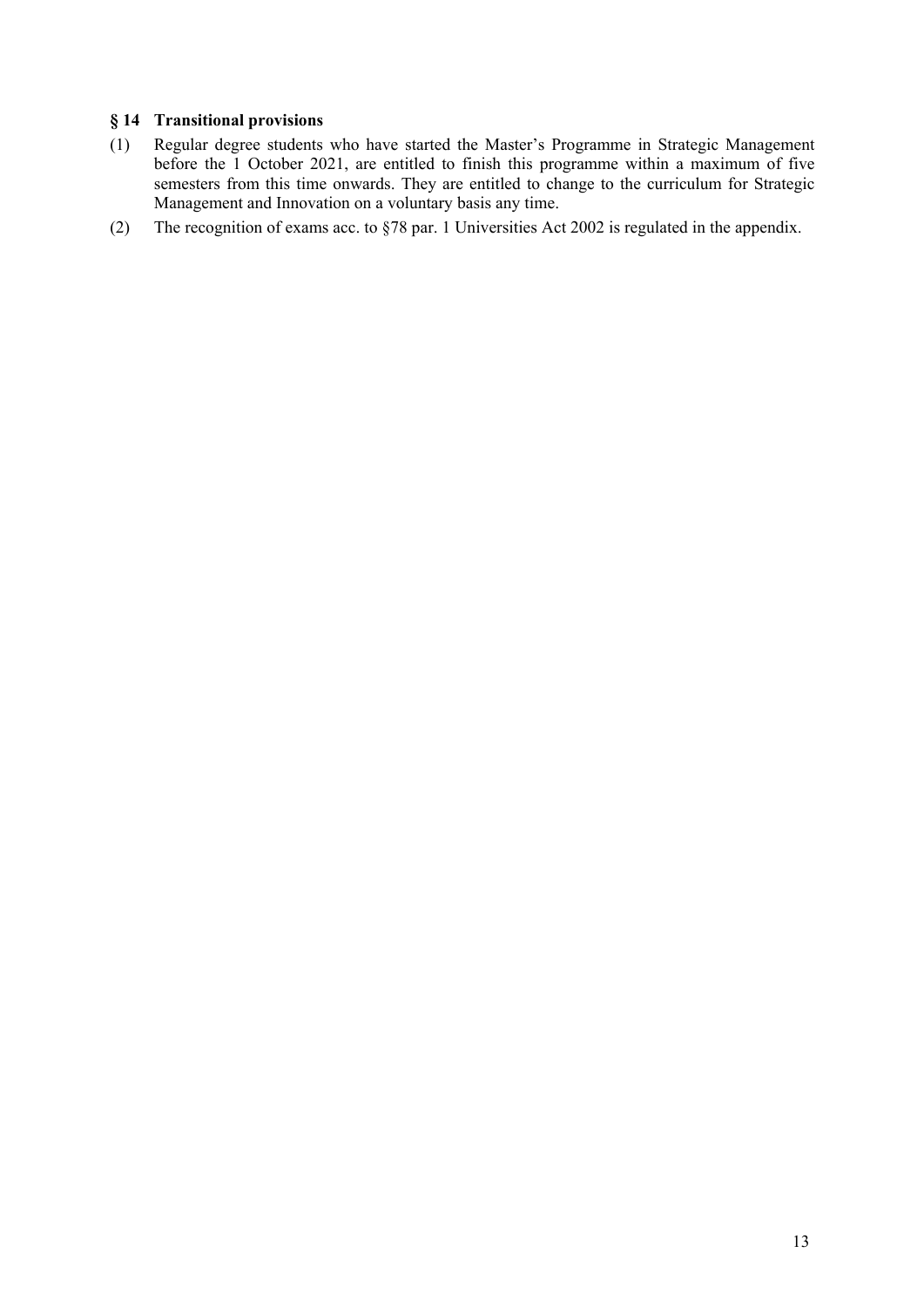## § 14 Transitional provisions

(1) Regular degree students who have started the Master's Programme in Strategic Management before the 1 October 2021, are entitled to finish this programme within a maximum of five semesters from this time onwards. They are entitled to change to the curriculum for Strategic Management and Innovation on a voluntary basis any time.

(2) The recognition of exams acc. to §78 par. 1 Universities Act 2002 is regulated in the appendix.